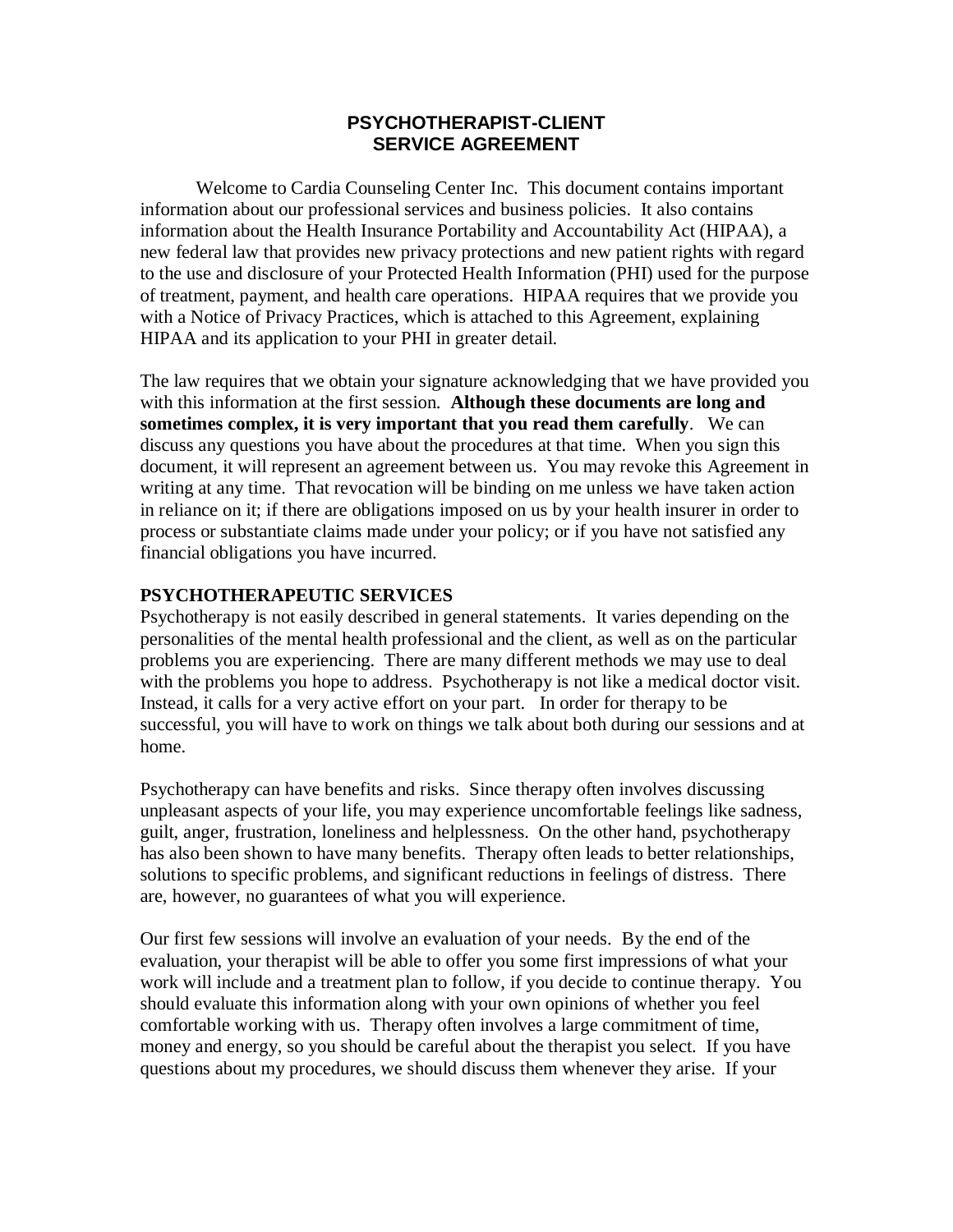# PSYCHOTHERAPIST-CLIENT SERVICE AGREEMENT

Welcome to Cardia Counseling Center Inc. This document contains important information about our professional services and business policies. It also contains information about the Health Insurance Portability and Accountability Act (HIPAA), a new federal law that provides new privacy protections and new patient rights with regard to the use and disclosure of your Protected Health Information (PHI) used for the purpose of treatment, payment, and health care operations. HIPAA requires that we provide you with a Notice of Privacy Practices, which is attached to this Agreement, explaining HIPAA and its application to your PHI in greater detail.

The law requires that we obtain your signature acknowledging that we have provided you with this information at the first session. **Although these documents are long and sometimes complex, it is very important that you read them carefully**. We can discuss any questions you have about the procedures at that time. When you sign this document, it will represent an agreement between us. You may revoke this Agreement in writing at any time. That revocation will be binding on me unless we have taken action in reliance on it; if there are obligations imposed on us by your health insurer in order to process or substantiate claims made under your policy; or if you have not satisfied any financial obligations you have incurred.

## PSYCHOTHERAPEUTIC SERVICES

Psychotherapy is not easily described in general statements. It varies depending on the personalities of the mental health professional and the client, as well as on the particular problems you are experiencing. There are many different methods we may use to deal with the problems you hope to address. Psychotherapy is not like a medical doctor visit. Instead, it calls for a very active effort on your part. In order for therapy to be successful, you will have to work on things we talk about both during our sessions and at home.

Psychotherapy can have benefits and risks. Since therapy often involves discussing unpleasant aspects of your life, you may experience uncomfortable feelings like sadness, guilt, anger, frustration, loneliness and helplessness. On the other hand, psychotherapy has also been shown to have many benefits. Therapy often leads to better relationships, solutions to specific problems, and significant reductions in feelings of distress. There are, however, no guarantees of what you will experience.

Our first few sessions will involve an evaluation of your needs. By the end of the evaluation, your therapist will be able to offer you some first impressions of what your work will include and a treatment plan to follow, if you decide to continue therapy. You should evaluate this information along with your own opinions of whether you feel comfortable working with us. Therapy often involves a large commitment of time, money and energy, so you should be careful about the therapist you select. If you have questions about my procedures, we should discuss them whenever they arise. If your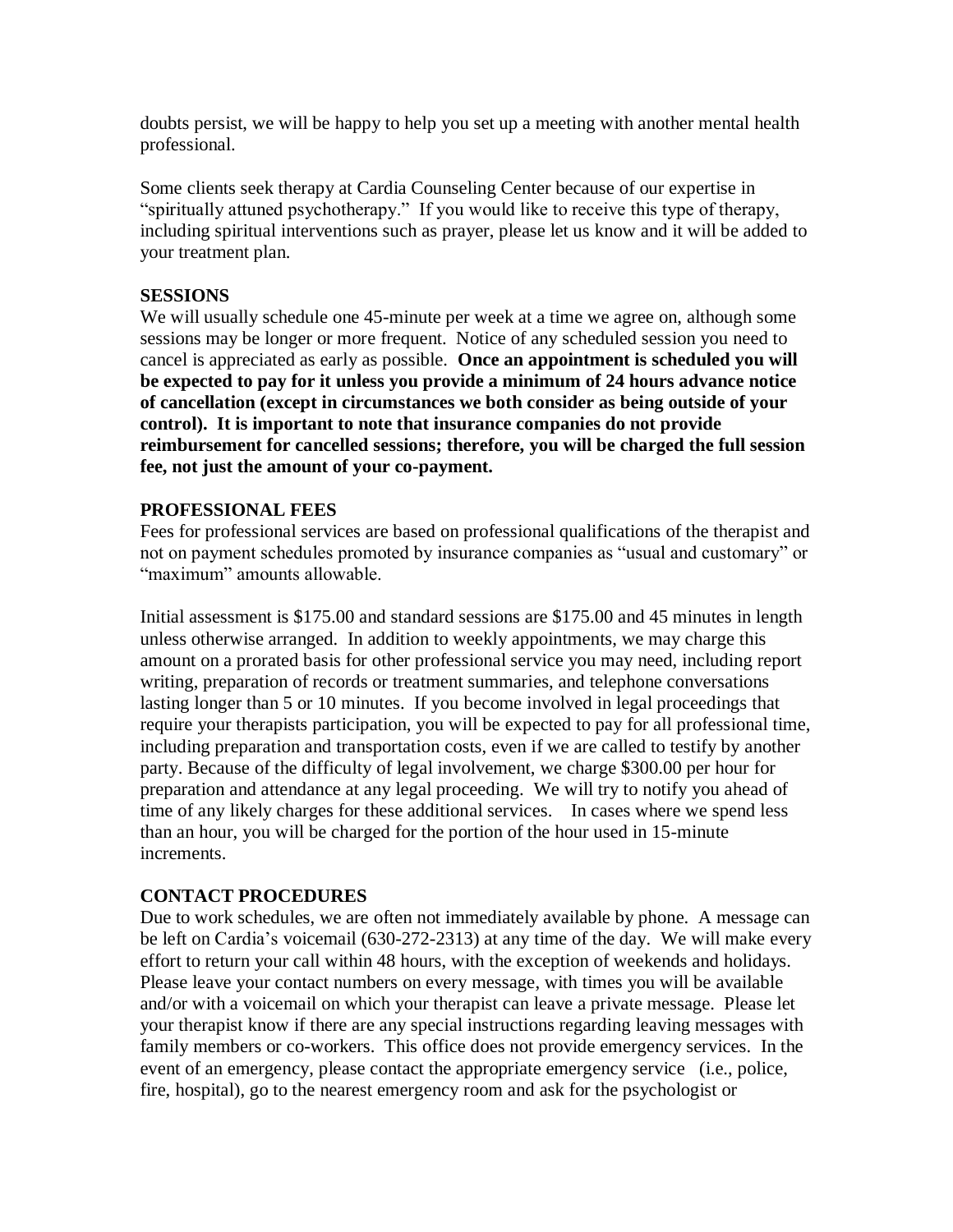doubts persist, we will be happy to help you set up a meeting with another mental health professional.

Some clients seek therapy at Cardia Counseling Center because of our expertise in "spiritually attuned psychotherapy." If you would like to receive this type of therapy, including spiritual interventions such as prayer, please let us know and it will be added to your treatment plan.

**SESSIONS**

We will usually schedule one 45-minute per week at a time we agree on, although some sessions may be longer or more frequent. Notice of any scheduled session you need to cancel is appreciated as early as possible. **Once an appointment is scheduled you will be expected to pay for it unless you provide a minimum of 24 hours advance notice of cancellation (except in circumstances we both consider as being outside of your control). It is important to note that insurance companies do not provide reimbursement for cancelled sessions; therefore, you will be charged the full session fee, not just the amount of your co-payment.**

**PROFESSIONAL FEES**

Fees for professional services are based on professional qualifications of the therapist and not on payment schedules promoted by insurance companies as "usual and customary" or "maximum" amounts allowable.

Initial assessment is $175.00 and standard sessions are $175.00 and 45 minutes in length unless otherwise arranged. In addition to weekly appointments, we may charge this amount on a prorated basis for other professional service you may need, including report writing, preparation of records or treatment summaries, and telephone conversations lasting longer than 5 or 10 minutes. If you become involved in legal proceedings that require your therapists participation, you will be expected to pay for all professional time, including preparation and transportation costs, even if we are called to testify by another party. Because of the difficulty of legal involvement, we charge $300.00 per hour for preparation and attendance at any legal proceeding. We will try to notify you ahead of time of any likely charges for these additional services. In cases where we spend less than an hour, you will be charged for the portion of the hour used in 15-minute increments.

**CONTACT PROCEDURES**

Due to work schedules, we are often not immediately available by phone. A message can be left on Cardia's voicemail (630-272-2313) at any time of the day. We will make every effort to return your call within 48 hours, with the exception of weekends and holidays. Please leave your contact numbers on every message, with times you will be available and/or with a voicemail on which your therapist can leave a private message. Please let your therapist know if there are any special instructions regarding leaving messages with family members or co-workers. This office does not provide emergency services. In the event of an emergency, please contact the appropriate emergency service (i.e., police, fire, hospital), go to the nearest emergency room and ask for the psychologist or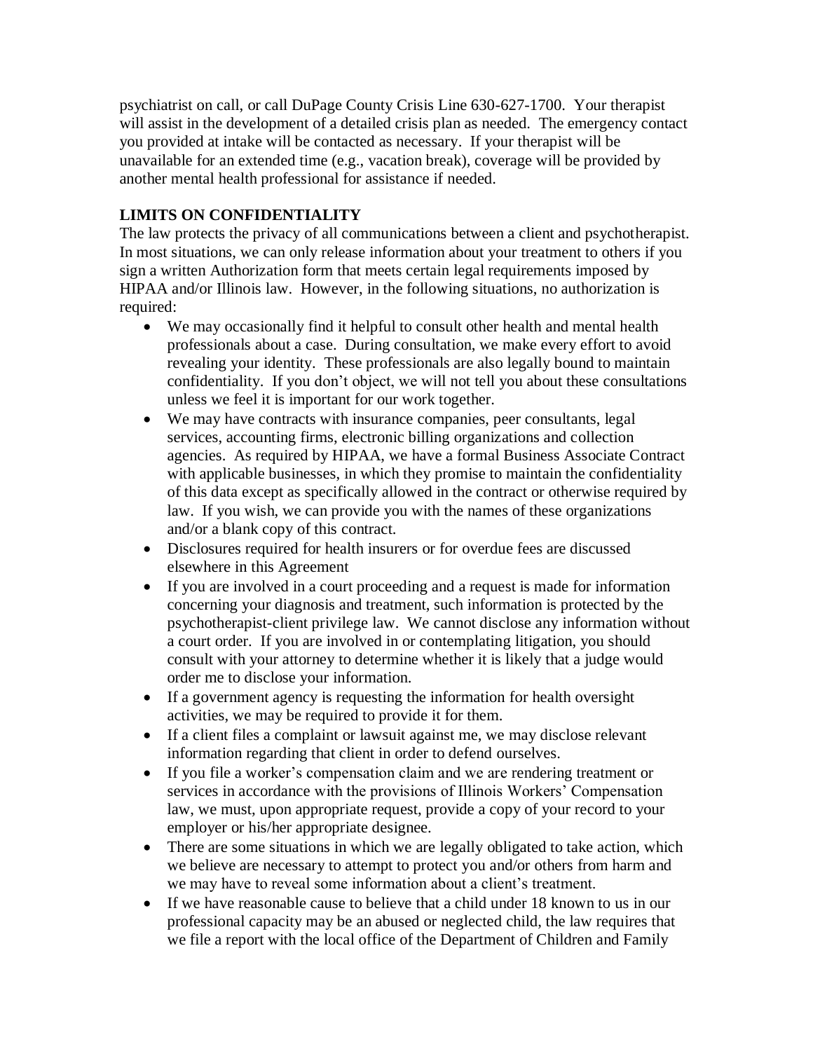psychiatrist on call, or call DuPage County Crisis Line 630-627-1700. Your therapist will assist in the development of a detailed crisis plan as needed. The emergency contact you provided at intake will be contacted as necessary. If your therapist will be unavailable for an extended time (e.g., vacation break), coverage will be provided by another mental health professional for assistance if needed.

## LIMITS ON CONFIDENTIALITY

The law protects the privacy of all communications between a client and psychotherapist. In most situations, we can only release information about your treatment to others if you sign a written Authorization form that meets certain legal requirements imposed by HIPAA and/or Illinois law. However, in the following situations, no authorization is required:

- We may occasionally find it helpful to consult other health and mental health professionals about a case. During consultation, we make every effort to avoid revealing your identity. These professionals are also legally bound to maintain confidentiality. If you don't object, we will not tell you about these consultations unless we feel it is important for our work together.
- We may have contracts with insurance companies, peer consultants, legal services, accounting firms, electronic billing organizations and collection agencies. As required by HIPAA, we have a formal Business Associate Contract with applicable businesses, in which they promise to maintain the confidentiality of this data except as specifically allowed in the contract or otherwise required by law. If you wish, we can provide you with the names of these organizations and/or a blank copy of this contract.
- Disclosures required for health insurers or for overdue fees are discussed elsewhere in this Agreement
- If you are involved in a court proceeding and a request is made for information concerning your diagnosis and treatment, such information is protected by the psychotherapist-client privilege law. We cannot disclose any information without a court order. If you are involved in or contemplating litigation, you should consult with your attorney to determine whether it is likely that a judge would order me to disclose your information.
- If a government agency is requesting the information for health oversight activities, we may be required to provide it for them.
- If a client files a complaint or lawsuit against me, we may disclose relevant information regarding that client in order to defend ourselves.
- If you file a worker's compensation claim and we are rendering treatment or services in accordance with the provisions of Illinois Workers' Compensation law, we must, upon appropriate request, provide a copy of your record to your employer or his/her appropriate designee.
- There are some situations in which we are legally obligated to take action, which we believe are necessary to attempt to protect you and/or others from harm and we may have to reveal some information about a client's treatment.
- If we have reasonable cause to believe that a child under 18 known to us in our professional capacity may be an abused or neglected child, the law requires that we file a report with the local office of the Department of Children and Family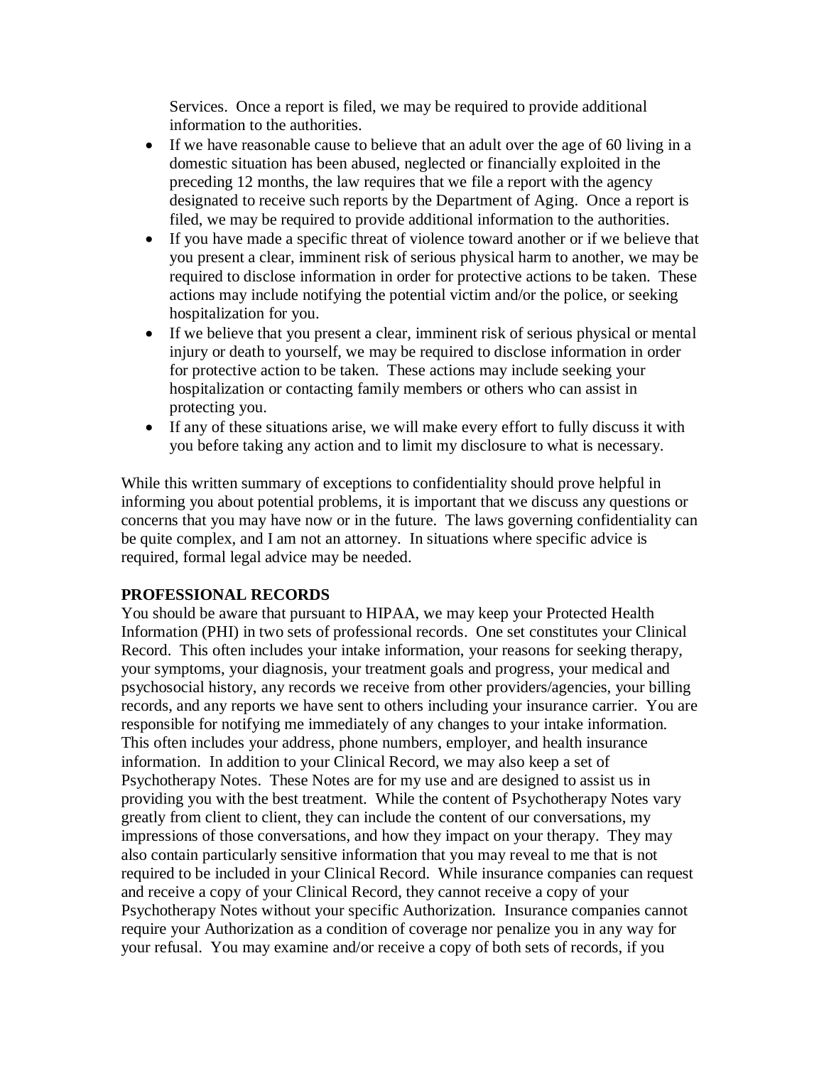Services. Once a report is filed, we may be required to provide additional information to the authorities.

- If we have reasonable cause to believe that an adult over the age of 60 living in a domestic situation has been abused, neglected or financially exploited in the preceding 12 months, the law requires that we file a report with the agency designated to receive such reports by the Department of Aging. Once a report is filed, we may be required to provide additional information to the authorities.
- If you have made a specific threat of violence toward another or if we believe that you present a clear, imminent risk of serious physical harm to another, we may be required to disclose information in order for protective actions to be taken. These actions may include notifying the potential victim and/or the police, or seeking hospitalization for you.
- If we believe that you present a clear, imminent risk of serious physical or mental injury or death to yourself, we may be required to disclose information in order for protective action to be taken. These actions may include seeking your hospitalization or contacting family members or others who can assist in protecting you.
- If any of these situations arise, we will make every effort to fully discuss it with you before taking any action and to limit my disclosure to what is necessary.

While this written summary of exceptions to confidentiality should prove helpful in informing you about potential problems, it is important that we discuss any questions or concerns that you may have now or in the future. The laws governing confidentiality can be quite complex, and I am not an attorney. In situations where specific advice is required, formal legal advice may be needed.

**PROFESSIONAL RECORDS**

You should be aware that pursuant to HIPAA, we may keep your Protected Health Information (PHI) in two sets of professional records. One set constitutes your Clinical Record. This often includes your intake information, your reasons for seeking therapy, your symptoms, your diagnosis, your treatment goals and progress, your medical and psychosocial history, any records we receive from other providers/agencies, your billing records, and any reports we have sent to others including your insurance carrier. You are responsible for notifying me immediately of any changes to your intake information. This often includes your address, phone numbers, employer, and health insurance information. In addition to your Clinical Record, we may also keep a set of Psychotherapy Notes. These Notes are for my use and are designed to assist us in providing you with the best treatment. While the content of Psychotherapy Notes vary greatly from client to client, they can include the content of our conversations, my impressions of those conversations, and how they impact on your therapy. They may also contain particularly sensitive information that you may reveal to me that is not required to be included in your Clinical Record. While insurance companies can request and receive a copy of your Clinical Record, they cannot receive a copy of your Psychotherapy Notes without your specific Authorization. Insurance companies cannot require your Authorization as a condition of coverage nor penalize you in any way for your refusal. You may examine and/or receive a copy of both sets of records, if you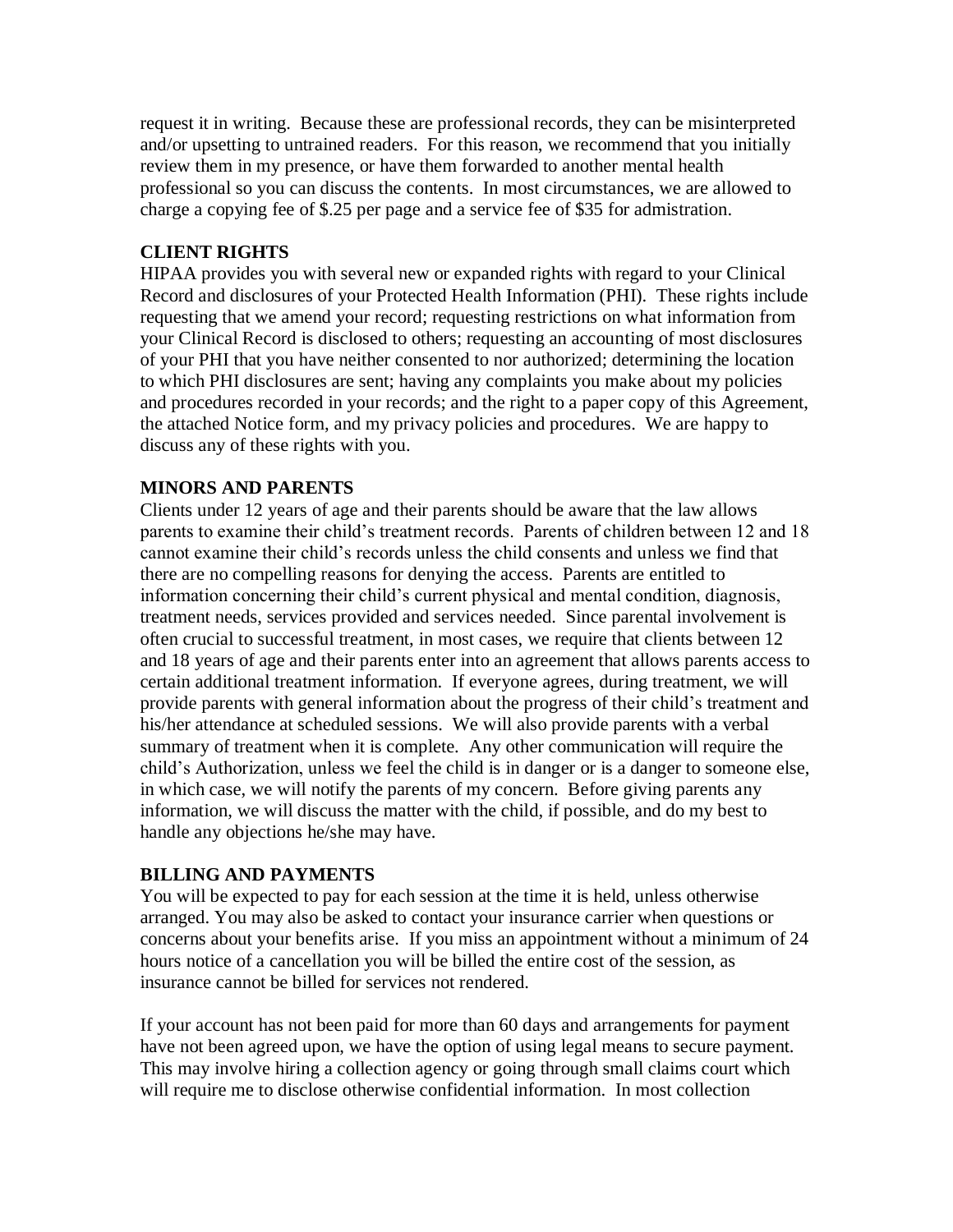request it in writing. Because these are professional records, they can be misinterpreted and/or upsetting to untrained readers. For this reason, we recommend that you initially review them in my presence, or have them forwarded to another mental health professional so you can discuss the contents. In most circumstances, we are allowed to charge a copying fee of $.25 per page and a service fee of $35 for admistration.

**CLIENT RIGHTS**
HIPAA provides you with several new or expanded rights with regard to your Clinical Record and disclosures of your Protected Health Information (PHI). These rights include requesting that we amend your record; requesting restrictions on what information from your Clinical Record is disclosed to others; requesting an accounting of most disclosures of your PHI that you have neither consented to nor authorized; determining the location to which PHI disclosures are sent; having any complaints you make about my policies and procedures recorded in your records; and the right to a paper copy of this Agreement, the attached Notice form, and my privacy policies and procedures. We are happy to discuss any of these rights with you.

**MINORS AND PARENTS**
Clients under 12 years of age and their parents should be aware that the law allows parents to examine their child's treatment records. Parents of children between 12 and 18 cannot examine their child's records unless the child consents and unless we find that there are no compelling reasons for denying the access. Parents are entitled to information concerning their child's current physical and mental condition, diagnosis, treatment needs, services provided and services needed. Since parental involvement is often crucial to successful treatment, in most cases, we require that clients between 12 and 18 years of age and their parents enter into an agreement that allows parents access to certain additional treatment information. If everyone agrees, during treatment, we will provide parents with general information about the progress of their child's treatment and his/her attendance at scheduled sessions. We will also provide parents with a verbal summary of treatment when it is complete. Any other communication will require the child's Authorization, unless we feel the child is in danger or is a danger to someone else, in which case, we will notify the parents of my concern. Before giving parents any information, we will discuss the matter with the child, if possible, and do my best to handle any objections he/she may have.

**BILLING AND PAYMENTS**
You will be expected to pay for each session at the time it is held, unless otherwise arranged. You may also be asked to contact your insurance carrier when questions or concerns about your benefits arise. If you miss an appointment without a minimum of 24 hours notice of a cancellation you will be billed the entire cost of the session, as insurance cannot be billed for services not rendered.

If your account has not been paid for more than 60 days and arrangements for payment have not been agreed upon, we have the option of using legal means to secure payment. This may involve hiring a collection agency or going through small claims court which will require me to disclose otherwise confidential information. In most collection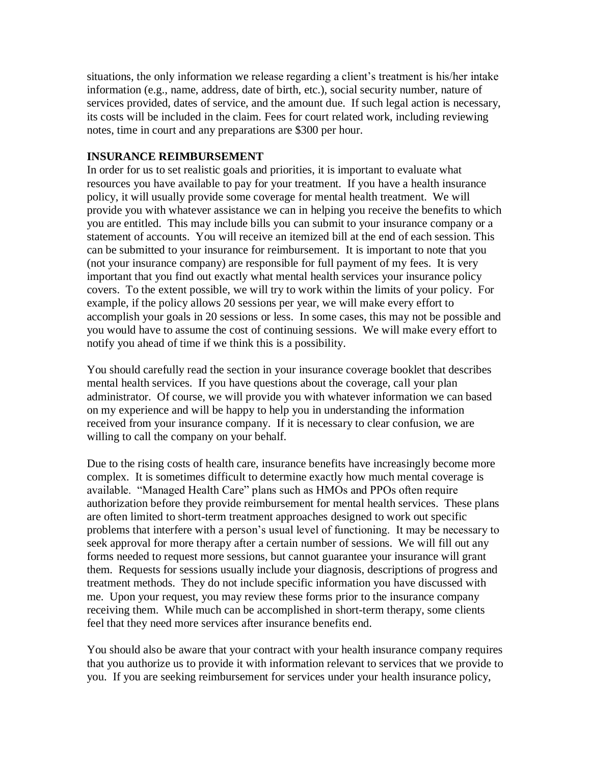situations, the only information we release regarding a client's treatment is his/her intake information (e.g., name, address, date of birth, etc.), social security number, nature of services provided, dates of service, and the amount due. If such legal action is necessary, its costs will be included in the claim. Fees for court related work, including reviewing notes, time in court and any preparations are $300 per hour.

**INSURANCE REIMBURSEMENT**

In order for us to set realistic goals and priorities, it is important to evaluate what resources you have available to pay for your treatment. If you have a health insurance policy, it will usually provide some coverage for mental health treatment. We will provide you with whatever assistance we can in helping you receive the benefits to which you are entitled. This may include bills you can submit to your insurance company or a statement of accounts. You will receive an itemized bill at the end of each session. This can be submitted to your insurance for reimbursement. It is important to note that you (not your insurance company) are responsible for full payment of my fees. It is very important that you find out exactly what mental health services your insurance policy covers. To the extent possible, we will try to work within the limits of your policy. For example, if the policy allows 20 sessions per year, we will make every effort to accomplish your goals in 20 sessions or less. In some cases, this may not be possible and you would have to assume the cost of continuing sessions. We will make every effort to notify you ahead of time if we think this is a possibility.

You should carefully read the section in your insurance coverage booklet that describes mental health services. If you have questions about the coverage, call your plan administrator. Of course, we will provide you with whatever information we can based on my experience and will be happy to help you in understanding the information received from your insurance company. If it is necessary to clear confusion, we are willing to call the company on your behalf.

Due to the rising costs of health care, insurance benefits have increasingly become more complex. It is sometimes difficult to determine exactly how much mental coverage is available. "Managed Health Care" plans such as HMOs and PPOs often require authorization before they provide reimbursement for mental health services. These plans are often limited to short-term treatment approaches designed to work out specific problems that interfere with a person's usual level of functioning. It may be necessary to seek approval for more therapy after a certain number of sessions. We will fill out any forms needed to request more sessions, but cannot guarantee your insurance will grant them. Requests for sessions usually include your diagnosis, descriptions of progress and treatment methods. They do not include specific information you have discussed with me. Upon your request, you may review these forms prior to the insurance company receiving them. While much can be accomplished in short-term therapy, some clients feel that they need more services after insurance benefits end.

You should also be aware that your contract with your health insurance company requires that you authorize us to provide it with information relevant to services that we provide to you. If you are seeking reimbursement for services under your health insurance policy,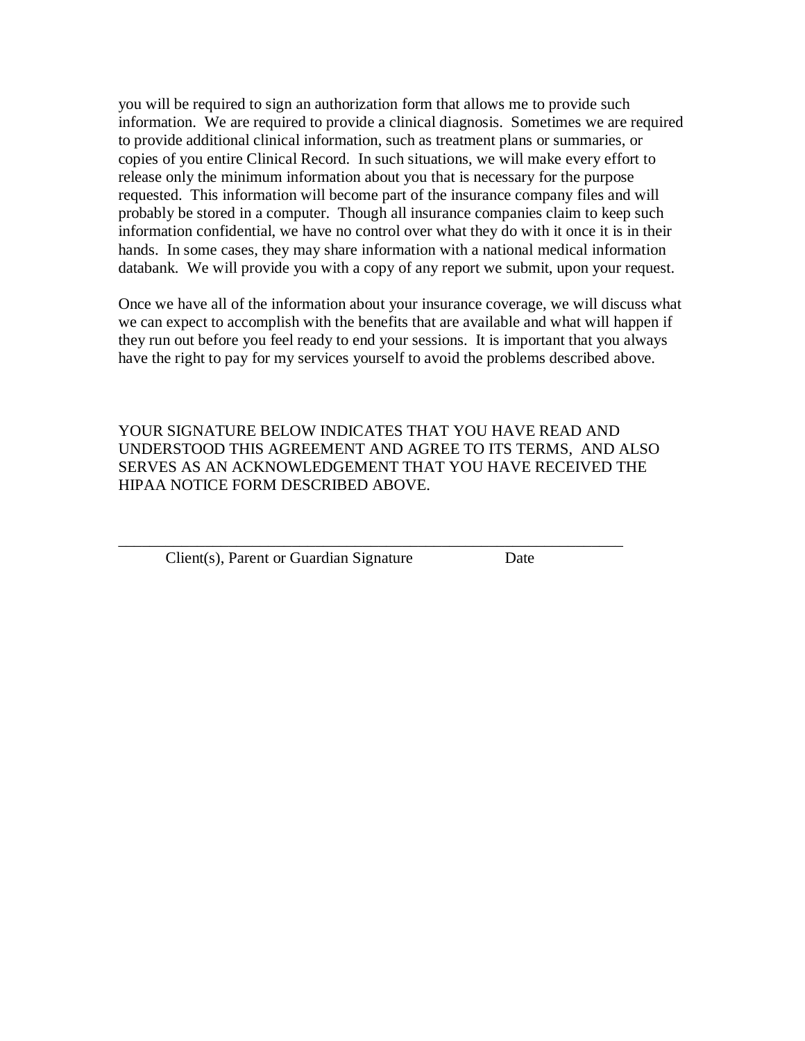you will be required to sign an authorization form that allows me to provide such information. We are required to provide a clinical diagnosis. Sometimes we are required to provide additional clinical information, such as treatment plans or summaries, or copies of you entire Clinical Record. In such situations, we will make every effort to release only the minimum information about you that is necessary for the purpose requested. This information will become part of the insurance company files and will probably be stored in a computer. Though all insurance companies claim to keep such information confidential, we have no control over what they do with it once it is in their hands. In some cases, they may share information with a national medical information databank. We will provide you with a copy of any report we submit, upon your request.

Once we have all of the information about your insurance coverage, we will discuss what we can expect to accomplish with the benefits that are available and what will happen if they run out before you feel ready to end your sessions. It is important that you always have the right to pay for my services yourself to avoid the problems described above.

YOUR SIGNATURE BELOW INDICATES THAT YOU HAVE READ AND UNDERSTOOD THIS AGREEMENT AND AGREE TO ITS TERMS, AND ALSO SERVES AS AN ACKNOWLEDGEMENT THAT YOU HAVE RECEIVED THE HIPAA NOTICE FORM DESCRIBED ABOVE.

_________________________________________________________________

Client(s), Parent or Guardian Signature Date